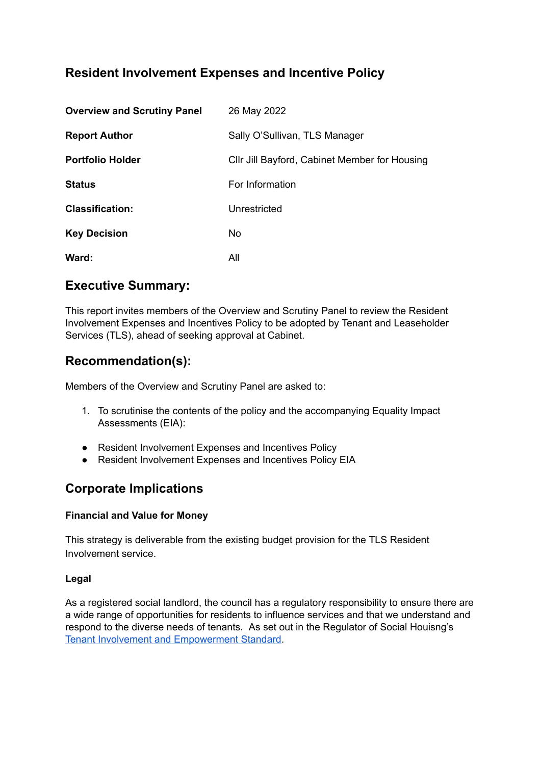# Resident Involvement Expenses and Incentive Policy

| | |
|---|---|
| **Overview and Scrutiny Panel** | 26 May 2022 |
| **Report Author** | Sally O'Sullivan, TLS Manager |
| **Portfolio Holder** | Cllr Jill Bayford, Cabinet Member for Housing |
| **Status** | For Information |
| **Classification:** | Unrestricted |
| **Key Decision** | No |
| **Ward:** | All |

## Executive Summary:

This report invites members of the Overview and Scrutiny Panel to review the Resident Involvement Expenses and Incentives Policy to be adopted by Tenant and Leaseholder Services (TLS), ahead of seeking approval at Cabinet.

## Recommendation(s):

Members of the Overview and Scrutiny Panel are asked to:

1. To scrutinise the contents of the policy and the accompanying Equality Impact Assessments (EIA):

- Resident Involvement Expenses and Incentives Policy
- Resident Involvement Expenses and Incentives Policy EIA

## Corporate Implications

### Financial and Value for Money

This strategy is deliverable from the existing budget provision for the TLS Resident Involvement service.

### Legal

As a registered social landlord, the council has a regulatory responsibility to ensure there are a wide range of opportunities for residents to influence services and that we understand and respond to the diverse needs of tenants. As set out in the Regulator of Social Houisng's Tenant Involvement and Empowerment Standard.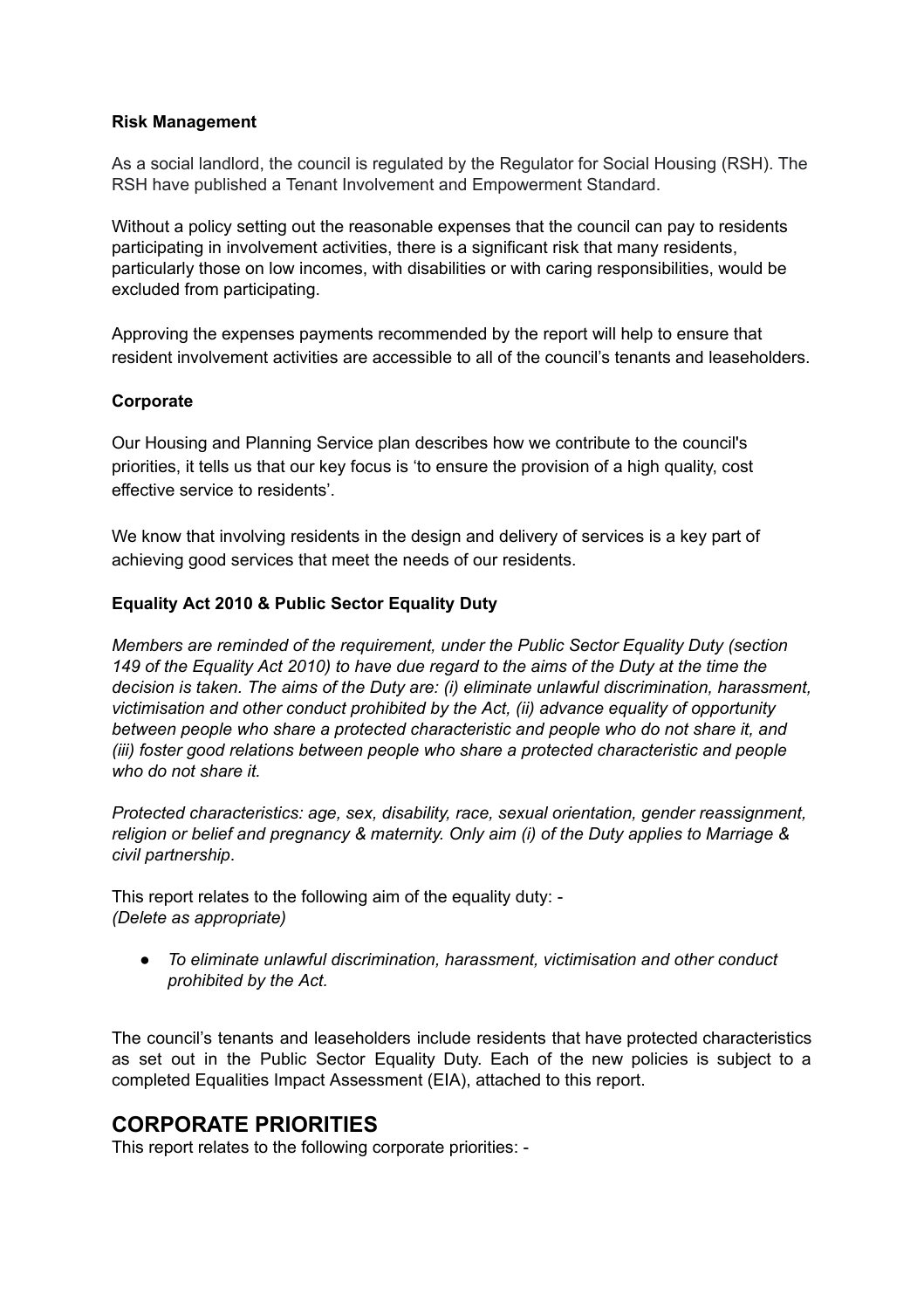**Risk Management**

As a social landlord, the council is regulated by the Regulator for Social Housing (RSH). The RSH have published a Tenant Involvement and Empowerment Standard.

Without a policy setting out the reasonable expenses that the council can pay to residents participating in involvement activities, there is a significant risk that many residents, particularly those on low incomes, with disabilities or with caring responsibilities, would be excluded from participating.

Approving the expenses payments recommended by the report will help to ensure that resident involvement activities are accessible to all of the council's tenants and leaseholders.

**Corporate**

Our Housing and Planning Service plan describes how we contribute to the council's priorities, it tells us that our key focus is 'to ensure the provision of a high quality, cost effective service to residents'.

We know that involving residents in the design and delivery of services is a key part of achieving good services that meet the needs of our residents.

**Equality Act 2010 & Public Sector Equality Duty**

*Members are reminded of the requirement, under the Public Sector Equality Duty (section 149 of the Equality Act 2010) to have due regard to the aims of the Duty at the time the decision is taken. The aims of the Duty are: (i) eliminate unlawful discrimination, harassment, victimisation and other conduct prohibited by the Act, (ii) advance equality of opportunity between people who share a protected characteristic and people who do not share it, and (iii) foster good relations between people who share a protected characteristic and people who do not share it.*

*Protected characteristics: age, sex, disability, race, sexual orientation, gender reassignment, religion or belief and pregnancy & maternity. Only aim (i) of the Duty applies to Marriage & civil partnership*.

This report relates to the following aim of the equality duty: -
*(Delete as appropriate)*

- *To eliminate unlawful discrimination, harassment, victimisation and other conduct prohibited by the Act.*

The council's tenants and leaseholders include residents that have protected characteristics as set out in the Public Sector Equality Duty. Each of the new policies is subject to a completed Equalities Impact Assessment (EIA), attached to this report.

## CORPORATE PRIORITIES

This report relates to the following corporate priorities: -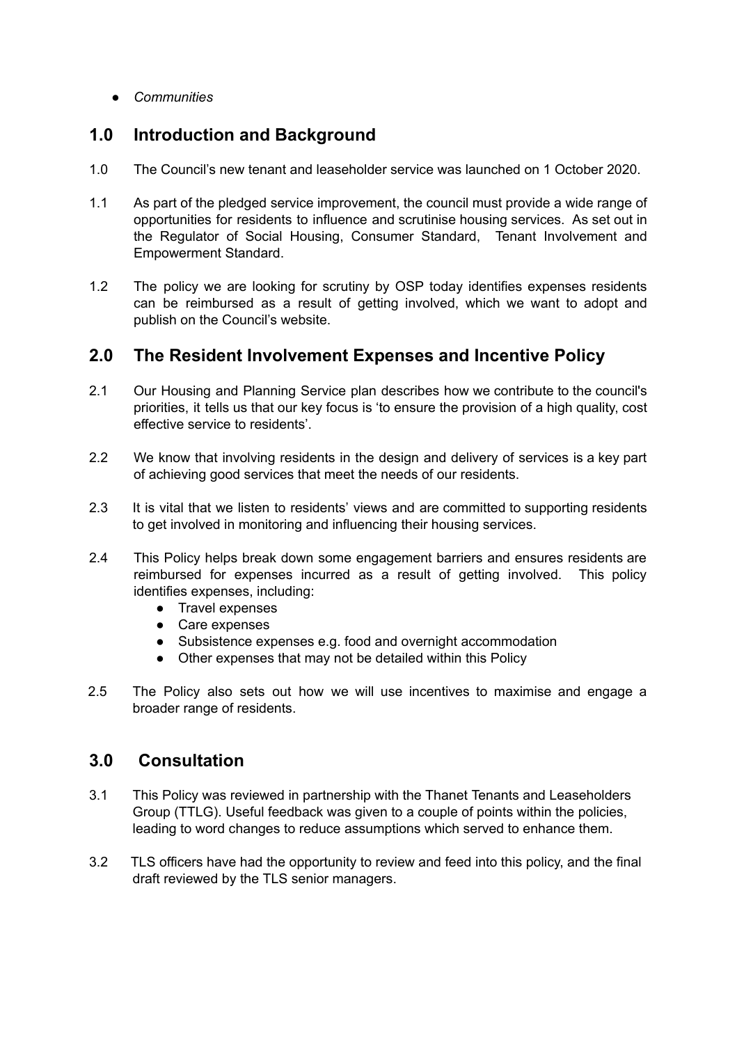- *Communities*

## 1.0 Introduction and Background

1.0 The Council's new tenant and leaseholder service was launched on 1 October 2020.

1.1 As part of the pledged service improvement, the council must provide a wide range of opportunities for residents to influence and scrutinise housing services. As set out in the Regulator of Social Housing, Consumer Standard, Tenant Involvement and Empowerment Standard.

1.2 The policy we are looking for scrutiny by OSP today identifies expenses residents can be reimbursed as a result of getting involved, which we want to adopt and publish on the Council's website.

## 2.0 The Resident Involvement Expenses and Incentive Policy

2.1 Our Housing and Planning Service plan describes how we contribute to the council's priorities, it tells us that our key focus is 'to ensure the provision of a high quality, cost effective service to residents'.

2.2 We know that involving residents in the design and delivery of services is a key part of achieving good services that meet the needs of our residents.

2.3 It is vital that we listen to residents' views and are committed to supporting residents to get involved in monitoring and influencing their housing services.

2.4 This Policy helps break down some engagement barriers and ensures residents are reimbursed for expenses incurred as a result of getting involved. This policy identifies expenses, including:

- Travel expenses
- Care expenses
- Subsistence expenses e.g. food and overnight accommodation
- Other expenses that may not be detailed within this Policy

2.5 The Policy also sets out how we will use incentives to maximise and engage a broader range of residents.

## 3.0 Consultation

3.1 This Policy was reviewed in partnership with the Thanet Tenants and Leaseholders Group (TTLG). Useful feedback was given to a couple of points within the policies, leading to word changes to reduce assumptions which served to enhance them.

3.2 TLS officers have had the opportunity to review and feed into this policy, and the final draft reviewed by the TLS senior managers.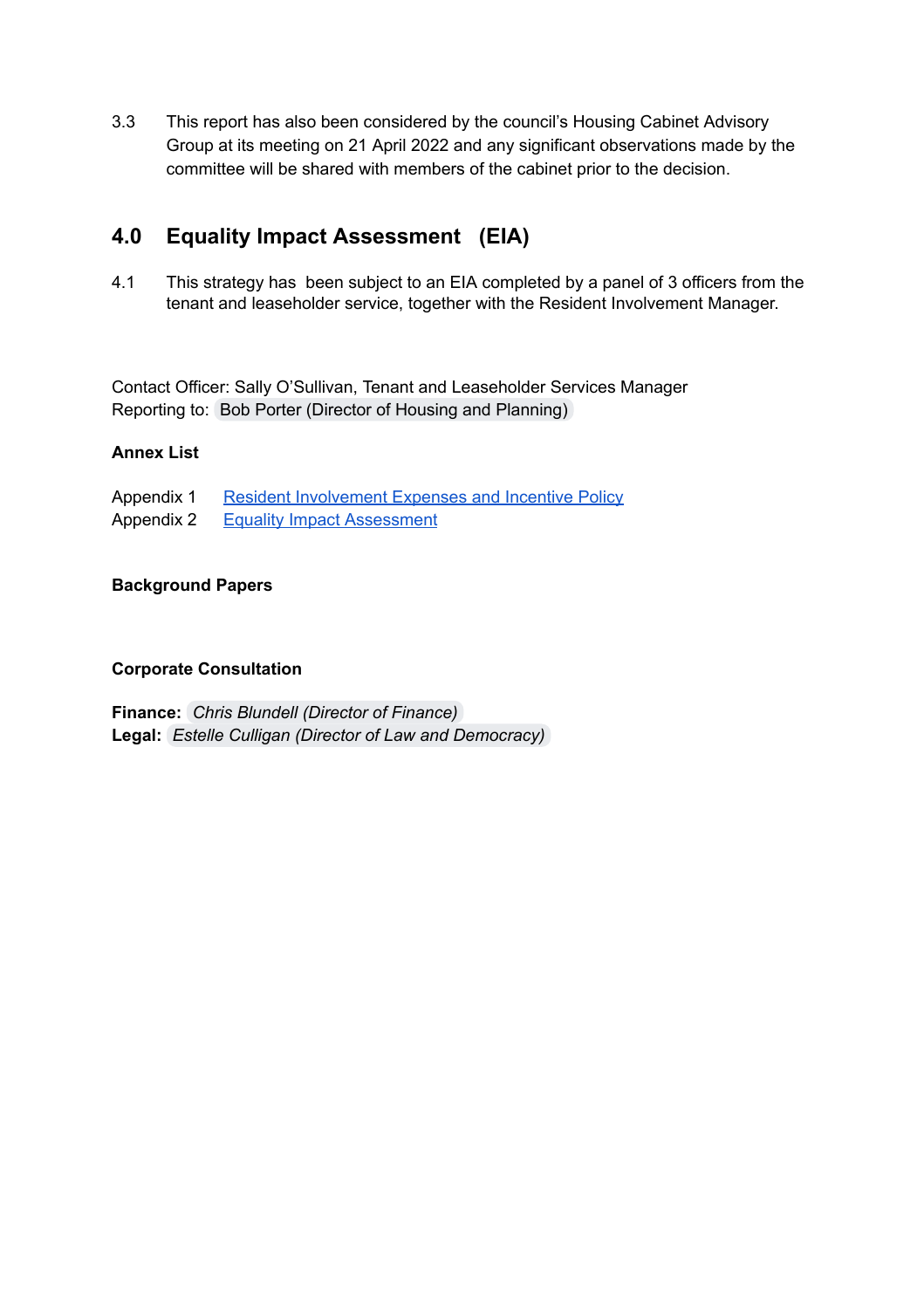3.3 This report has also been considered by the council's Housing Cabinet Advisory Group at its meeting on 21 April 2022 and any significant observations made by the committee will be shared with members of the cabinet prior to the decision.

## 4.0 Equality Impact Assessment (EIA)

4.1 This strategy has been subject to an EIA completed by a panel of 3 officers from the tenant and leaseholder service, together with the Resident Involvement Manager.

Contact Officer: Sally O'Sullivan, Tenant and Leaseholder Services Manager
Reporting to: Bob Porter (Director of Housing and Planning)

**Annex List**

Appendix 1 Resident Involvement Expenses and Incentive Policy
Appendix 2 Equality Impact Assessment

**Background Papers**

**Corporate Consultation**

**Finance:** *Chris Blundell (Director of Finance)*
**Legal:** *Estelle Culligan (Director of Law and Democracy)*